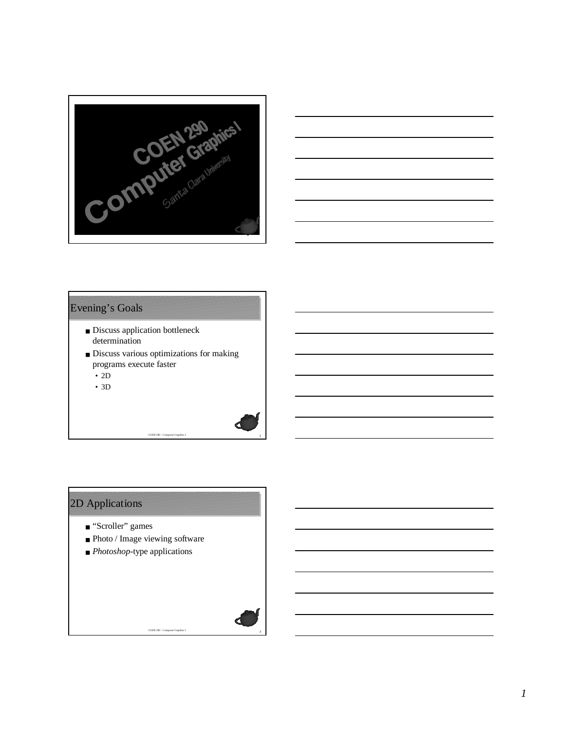COEN 290
Computer Graphics I
Santa Clara University

## Evening's Goals

- Discuss application bottleneck determination
- Discuss various optimizations for making programs execute faster
  - 2D
  - 3D

## 2D Applications

- "Scroller" games
- Photo / Image viewing software
- *Photoshop*-type applications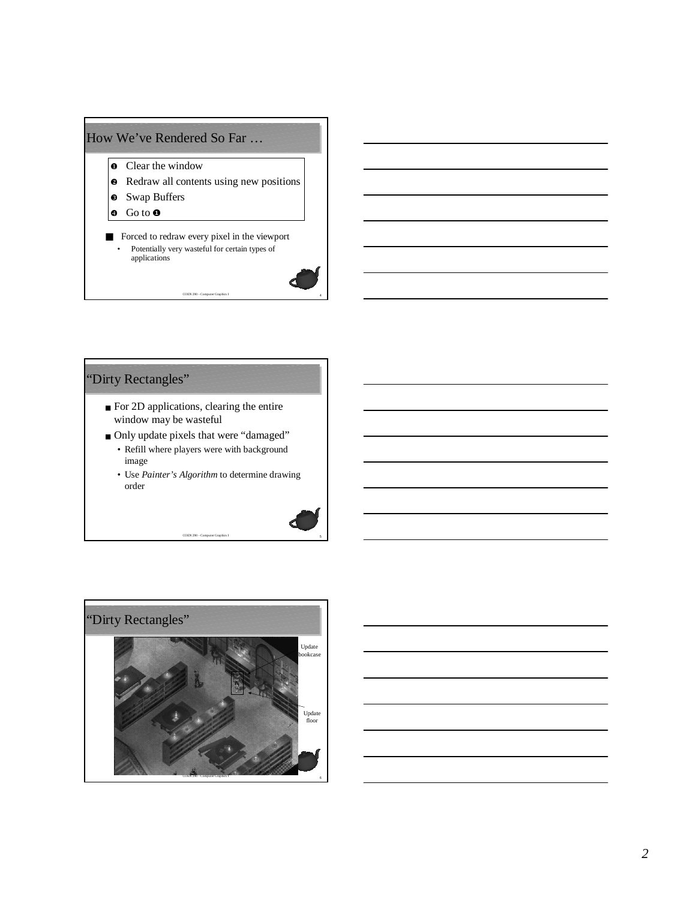## How We've Rendered So Far …

1. Clear the window
2. Redraw all contents using new positions
3. Swap Buffers
4. Go to 1

- Forced to redraw every pixel in the viewport
  - Potentially very wasteful for certain types of applications

## "Dirty Rectangles"

- For 2D applications, clearing the entire window may be wasteful
- Only update pixels that were "damaged"
  - Refill where players were with background image
  - Use *Painter's Algorithm* to determine drawing order

## "Dirty Rectangles"

Update bookcase

Update floor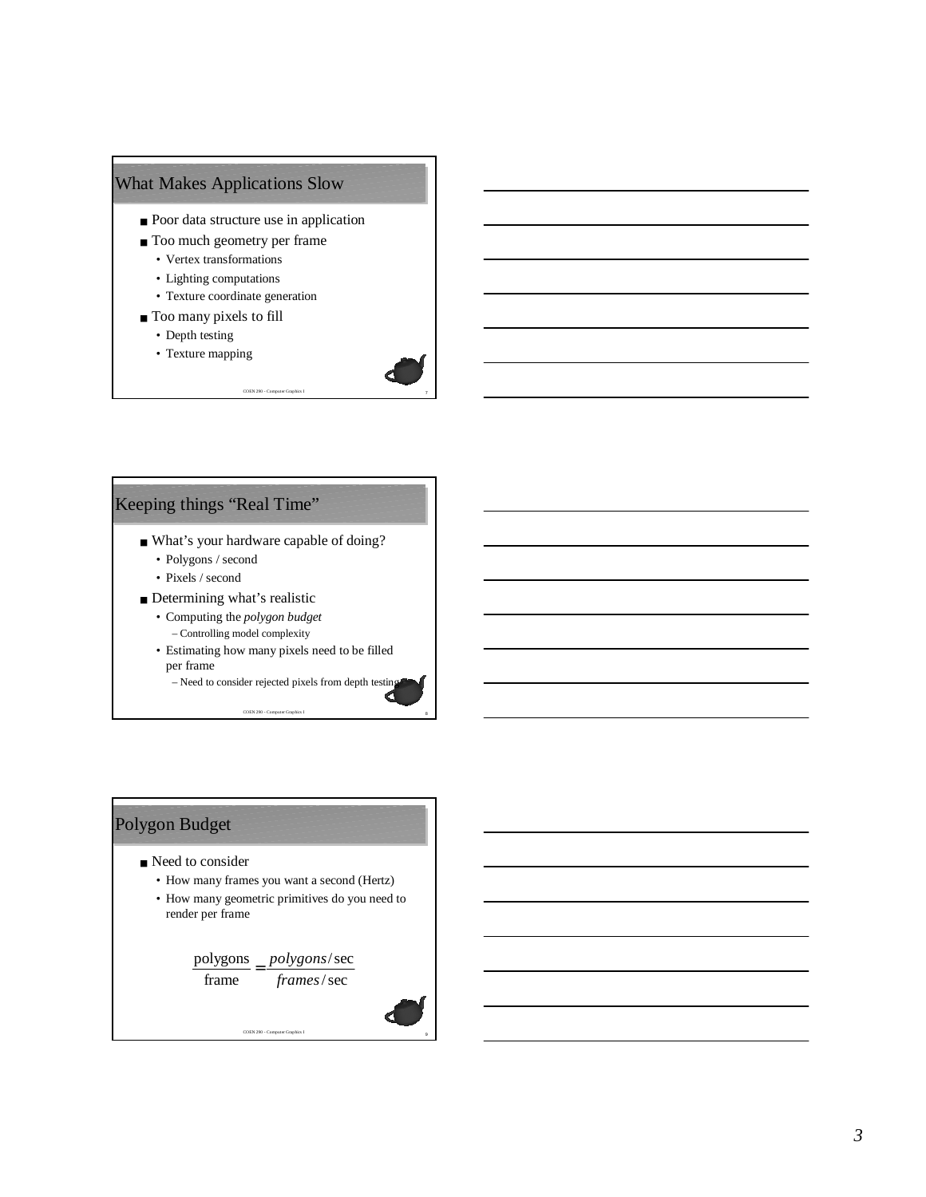## What Makes Applications Slow

- Poor data structure use in application
- Too much geometry per frame
  - Vertex transformations
  - Lighting computations
  - Texture coordinate generation
- Too many pixels to fill
  - Depth testing
  - Texture mapping

## Keeping things "Real Time"

- What's your hardware capable of doing?
  - Polygons / second
  - Pixels / second
- Determining what's realistic
  - Computing the *polygon budget*
    - Controlling model complexity
  - Estimating how many pixels need to be filled per frame
    - Need to consider rejected pixels from depth testing

## Polygon Budget

- Need to consider
  - How many frames you want a second (Hertz)
  - How many geometric primitives do you need to render per frame

$$\frac{\text{polygons}}{\text{frame}} = \frac{polygons/\sec}{frames/\sec}$$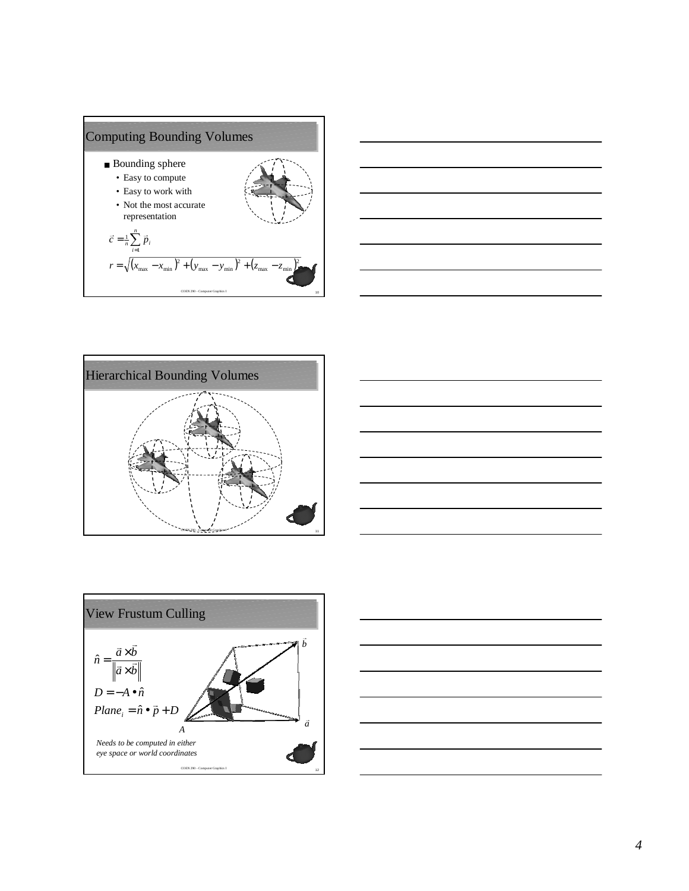## Computing Bounding Volumes

- Bounding sphere
  - Easy to compute
  - Easy to work with
  - Not the most accurate representation

$$\vec{c} = \frac{1}{n}\sum_{i=1}^{n} \vec{p}_i$$

$$r = \sqrt{(x_{max} - x_{min})^2 + (y_{max} - y_{min})^2 + (z_{max} - z_{min})^2}$$

COEN 290 - Computer Graphics I

## Hierarchical Bounding Volumes

COEN 290 - Computer Graphics I

## View Frustum Culling

$$\hat{n} = \frac{\vec{a} \times \vec{b}}{\left\|\vec{a} \times \vec{b}\right\|}$$

$$D = -A \bullet \hat{n}$$

$$Plane_i = \hat{n} \bullet \vec{p} + D$$

$\vec{b}$

$\vec{a}$

$A$

*Needs to be computed in either eye space or world coordinates*

COEN 290 - Computer Graphics I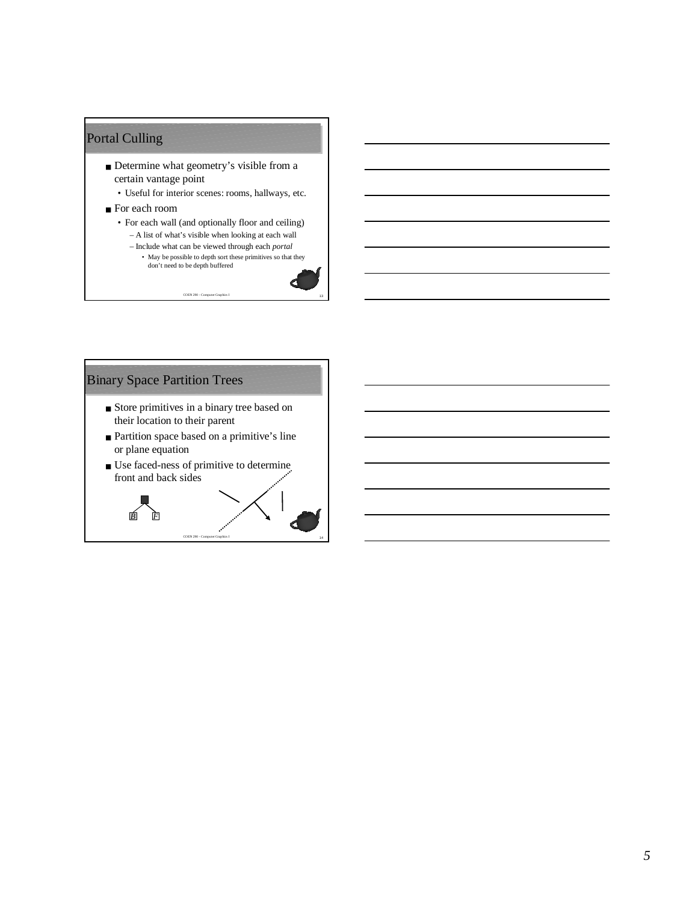## Portal Culling

- Determine what geometry's visible from a certain vantage point
  - Useful for interior scenes: rooms, hallways, etc.
- For each room
  - For each wall (and optionally floor and ceiling)
    - A list of what's visible when looking at each wall
    - Include what can be viewed through each *portal*
      - May be possible to depth sort these primitives so that they don't need to be depth buffered

## Binary Space Partition Trees

- Store primitives in a binary tree based on their location to their parent
- Partition space based on a primitive's line or plane equation
- Use faced-ness of primitive to determine front and back sides

B F